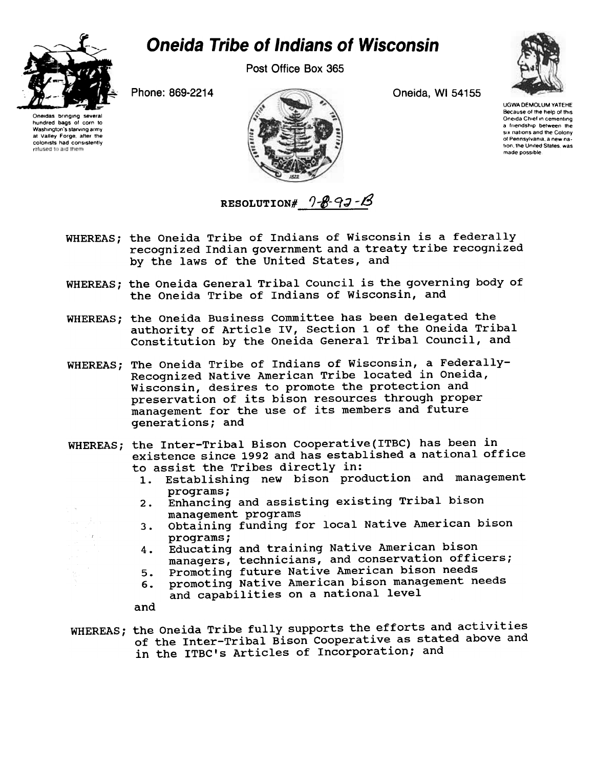# Oneida Tribe of Indians of Wisconsin

Post Office Box 365

Phone: 869-2214

Oneida, WI 54155

Oneidas bringing several hundred bags of corn to Washington's starving army at Valley Forge, after the colonists had consistently refused to aid them

UGWA DEMOLUM YATEHE Because of the help of this Oneida Chief in cementing a friendship between the six nations and the Colony of Pennsylvania, a new nation, the United States, was made possible.

**RESOLUTION#** 7-8-92-B

WHEREAS; the Oneida Tribe of Indians of Wisconsin is a federally recognized Indian government and a treaty tribe recognized by the laws of the United States, and

WHEREAS; the Oneida General Tribal Council is the governing body of the Oneida Tribe of Indians of Wisconsin, and

WHEREAS; the Oneida Business Committee has been delegated the authority of Article IV, Section 1 of the Oneida Tribal Constitution by the Oneida General Tribal Council, and

WHEREAS; The Oneida Tribe of Indians of Wisconsin, a Federally-Recognized Native American Tribe located in Oneida, Wisconsin, desires to promote the protection and preservation of its bison resources through proper management for the use of its members and future generations; and

WHEREAS; the Inter-Tribal Bison Cooperative(ITBC) has been in existence since 1992 and has established a national office to assist the Tribes directly in:

1. Establishing new bison production and management programs;
2. Enhancing and assisting existing Tribal bison management programs
3. Obtaining funding for local Native American bison programs;
4. Educating and training Native American bison managers, technicians, and conservation officers;
5. Promoting future Native American bison needs
6. promoting Native American bison management needs and capabilities on a national level

and

WHEREAS; the Oneida Tribe fully supports the efforts and activities of the Inter-Tribal Bison Cooperative as stated above and in the ITBC's Articles of Incorporation; and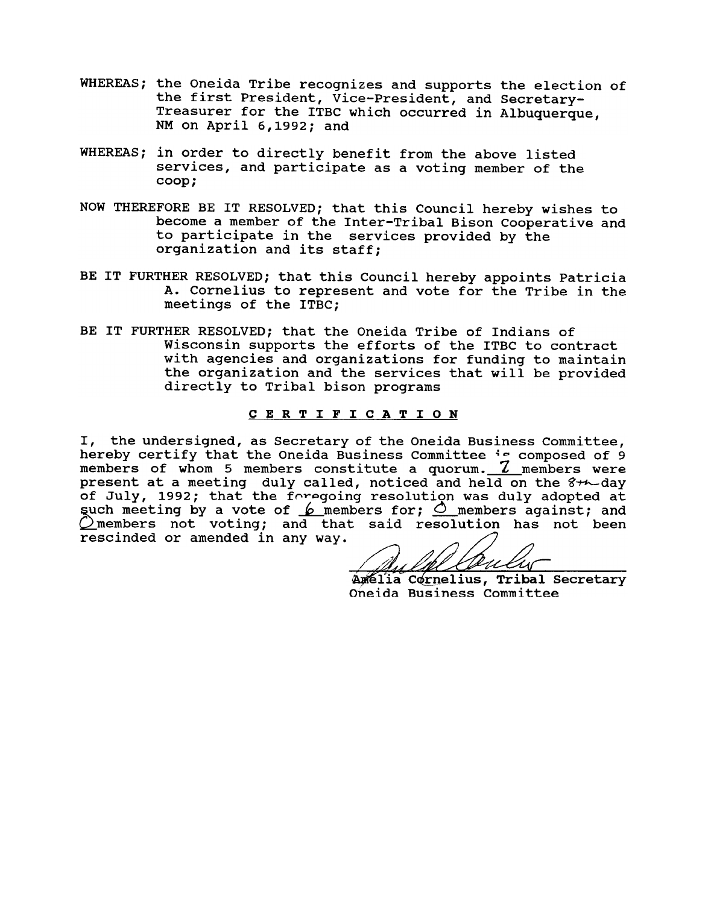WHEREAS; the Oneida Tribe recognizes and supports the election of the first President, Vice-President, and Secretary-Treasurer for the ITBC which occurred in Albuquerque, NM on April 6,1992; and

WHEREAS; in order to directly benefit from the above listed services, and participate as a voting member of the coop;

NOW THEREFORE BE IT RESOLVED; that this Council hereby wishes to become a member of the Inter-Tribal Bison Cooperative and to participate in the services provided by the organization and its staff;

BE IT FURTHER RESOLVED; that this Council hereby appoints Patricia A. Cornelius to represent and vote for the Tribe in the meetings of the ITBC;

BE IT FURTHER RESOLVED; that the Oneida Tribe of Indians of Wisconsin supports the efforts of the ITBC to contract with agencies and organizations for funding to maintain the organization and the services that will be provided directly to Tribal bison programs

## CERTIFICATION

I, the undersigned, as Secretary of the Oneida Business Committee, hereby certify that the Oneida Business Committee is composed of 9 members of whom 5 members constitute a quorum. 7 members were present at a meeting duly called, noticed and held on the 8th day of July, 1992; that the foregoing resolution was duly adopted at such meeting by a vote of 6 members for; 0 members against; and 0 members not voting; and that said resolution has not been rescinded or amended in any way.

Amelia Cornelius, Tribal Secretary
Oneida Business Committee